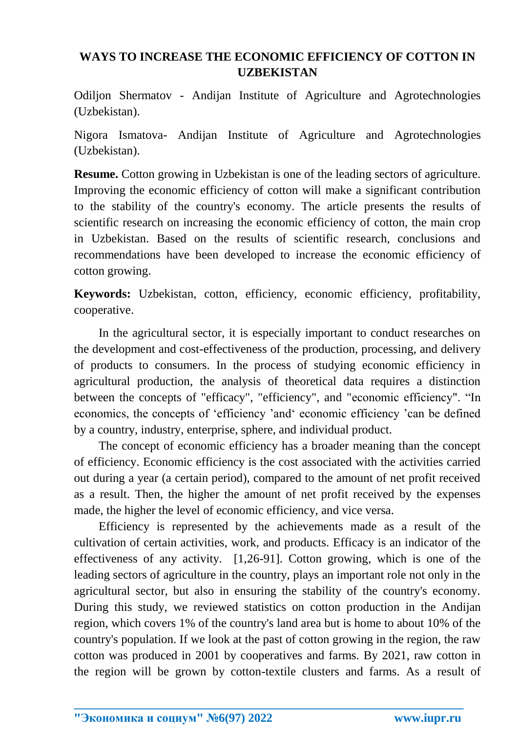# WAYS TO INCREASE THE ECONOMIC EFFICIENCY OF COTTON IN UZBEKISTAN

Odiljon Shermatov - Andijan Institute of Agriculture and Agrotechnologies (Uzbekistan).

Nigora Ismatova- Andijan Institute of Agriculture and Agrotechnologies (Uzbekistan).

**Resume.** Cotton growing in Uzbekistan is one of the leading sectors of agriculture. Improving the economic efficiency of cotton will make a significant contribution to the stability of the country's economy. The article presents the results of scientific research on increasing the economic efficiency of cotton, the main crop in Uzbekistan. Based on the results of scientific research, conclusions and recommendations have been developed to increase the economic efficiency of cotton growing.

**Keywords:** Uzbekistan, cotton, efficiency, economic efficiency, profitability, cooperative.

In the agricultural sector, it is especially important to conduct researches on the development and cost-effectiveness of the production, processing, and delivery of products to consumers. In the process of studying economic efficiency in agricultural production, the analysis of theoretical data requires a distinction between the concepts of "efficacy", "efficiency", and "economic efficiency". "In economics, the concepts of 'efficiency 'and' economic efficiency 'can be defined by a country, industry, enterprise, sphere, and individual product.

The concept of economic efficiency has a broader meaning than the concept of efficiency. Economic efficiency is the cost associated with the activities carried out during a year (a certain period), compared to the amount of net profit received as a result. Then, the higher the amount of net profit received by the expenses made, the higher the level of economic efficiency, and vice versa.

Efficiency is represented by the achievements made as a result of the cultivation of certain activities, work, and products. Efficacy is an indicator of the effectiveness of any activity. [1,26-91]. Cotton growing, which is one of the leading sectors of agriculture in the country, plays an important role not only in the agricultural sector, but also in ensuring the stability of the country's economy. During this study, we reviewed statistics on cotton production in the Andijan region, which covers 1% of the country's land area but is home to about 10% of the country's population. If we look at the past of cotton growing in the region, the raw cotton was produced in 2001 by cooperatives and farms. By 2021, raw cotton in the region will be grown by cotton-textile clusters and farms. As a result of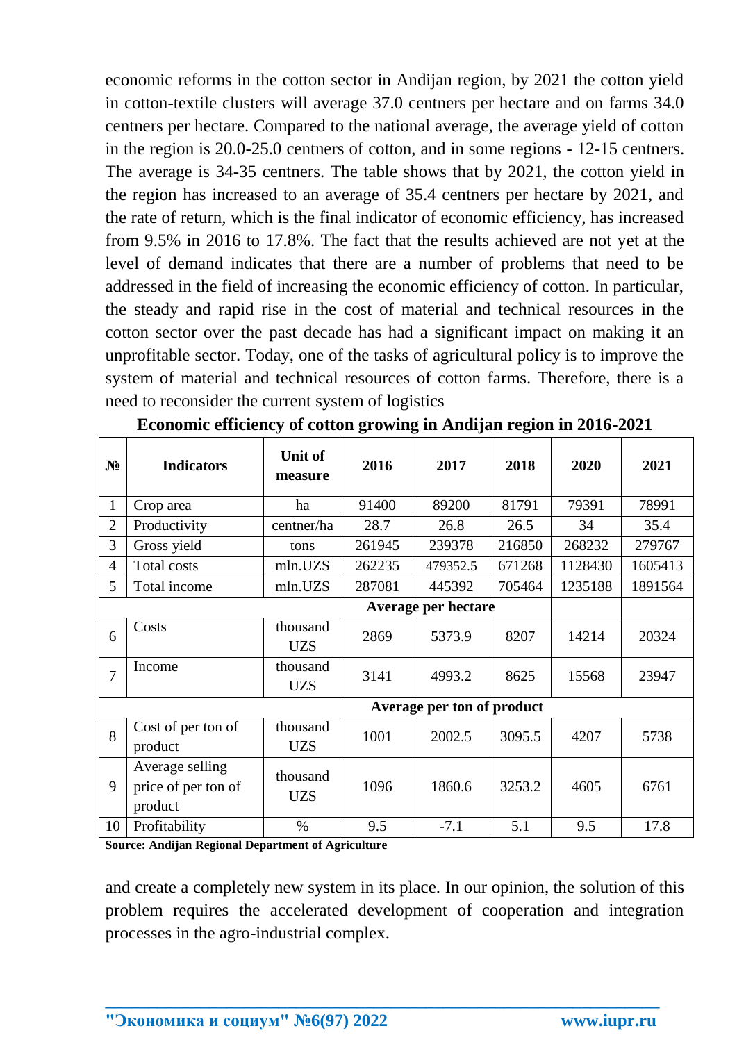economic reforms in the cotton sector in Andijan region, by 2021 the cotton yield in cotton-textile clusters will average 37.0 centners per hectare and on farms 34.0 centners per hectare. Compared to the national average, the average yield of cotton in the region is 20.0-25.0 centners of cotton, and in some regions - 12-15 centners. The average is 34-35 centners. The table shows that by 2021, the cotton yield in the region has increased to an average of 35.4 centners per hectare by 2021, and the rate of return, which is the final indicator of economic efficiency, has increased from 9.5% in 2016 to 17.8%. The fact that the results achieved are not yet at the level of demand indicates that there are a number of problems that need to be addressed in the field of increasing the economic efficiency of cotton. In particular, the steady and rapid rise in the cost of material and technical resources in the cotton sector over the past decade has had a significant impact on making it an unprofitable sector. Today, one of the tasks of agricultural policy is to improve the system of material and technical resources of cotton farms. Therefore, there is a need to reconsider the current system of logistics

**Economic efficiency of cotton growing in Andijan region in 2016-2021**

| № | Indicators | Unit of measure | 2016 | 2017 | 2018 | 2020 | 2021 |
|---|---|---|---|---|---|---|---|
| 1 | Crop area | ha | 91400 | 89200 | 81791 | 79391 | 78991 |
| 2 | Productivity | centner/ha | 28.7 | 26.8 | 26.5 | 34 | 35.4 |
| 3 | Gross yield | tons | 261945 | 239378 | 216850 | 268232 | 279767 |
| 4 | Total costs | mln.UZS | 262235 | 479352.5 | 671268 | 1128430 | 1605413 |
| 5 | Total income | mln.UZS | 287081 | 445392 | 705464 | 1235188 | 1891564 |
| | | | Average per hectare | | | | |
| 6 | Costs | thousand UZS | 2869 | 5373.9 | 8207 | 14214 | 20324 |
| 7 | Income | thousand UZS | 3141 | 4993.2 | 8625 | 15568 | 23947 |
| | | | Average per ton of product | | | | |
| 8 | Cost of per ton of product | thousand UZS | 1001 | 2002.5 | 3095.5 | 4207 | 5738 |
| 9 | Average selling price of per ton of product | thousand UZS | 1096 | 1860.6 | 3253.2 | 4605 | 6761 |
| 10 | Profitability | % | 9.5 | -7.1 | 5.1 | 9.5 | 17.8 |

**Source: Andijan Regional Department of Agriculture**

and create a completely new system in its place. In our opinion, the solution of this problem requires the accelerated development of cooperation and integration processes in the agro-industrial complex.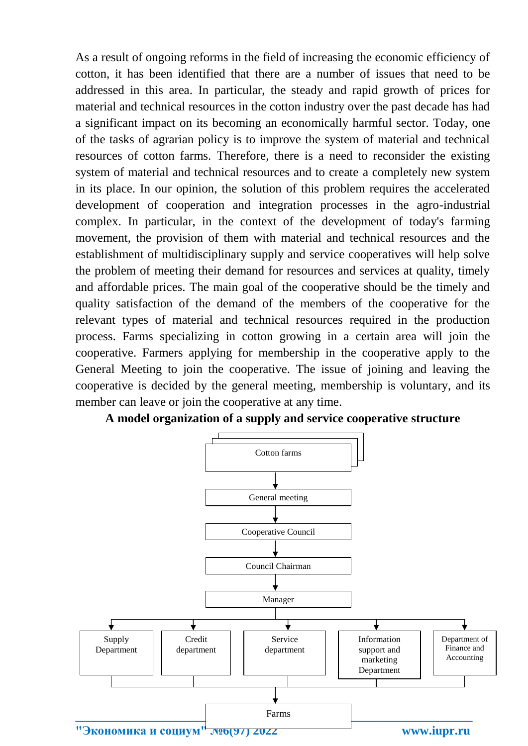As a result of ongoing reforms in the field of increasing the economic efficiency of cotton, it has been identified that there are a number of issues that need to be addressed in this area. In particular, the steady and rapid growth of prices for material and technical resources in the cotton industry over the past decade has had a significant impact on its becoming an economically harmful sector. Today, one of the tasks of agrarian policy is to improve the system of material and technical resources of cotton farms. Therefore, there is a need to reconsider the existing system of material and technical resources and to create a completely new system in its place. In our opinion, the solution of this problem requires the accelerated development of cooperation and integration processes in the agro-industrial complex. In particular, in the context of the development of today's farming movement, the provision of them with material and technical resources and the establishment of multidisciplinary supply and service cooperatives will help solve the problem of meeting their demand for resources and services at quality, timely and affordable prices. The main goal of the cooperative should be the timely and quality satisfaction of the demand of the members of the cooperative for the relevant types of material and technical resources required in the production process. Farms specializing in cotton growing in a certain area will join the cooperative. Farmers applying for membership in the cooperative apply to the General Meeting to join the cooperative. The issue of joining and leaving the cooperative is decided by the general meeting, membership is voluntary, and its member can leave or join the cooperative at any time.

**A model organization of a supply and service cooperative structure**

Cotton farms → General meeting → Cooperative Council → Council Chairman → Manager

Manager → Supply Department; Credit department; Service department; Information support and marketing Department; Department of Finance and Accounting

Departments → Farms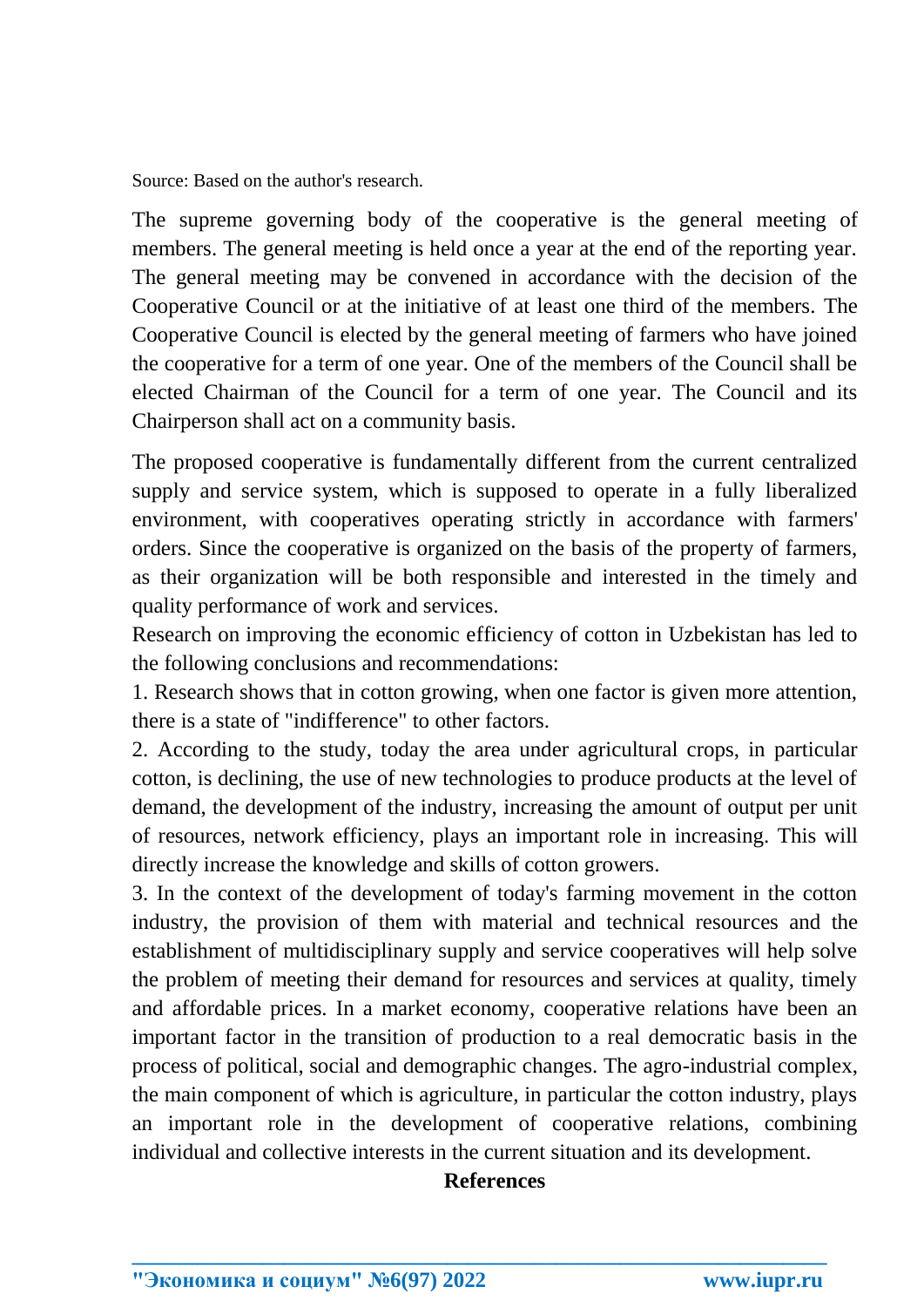Source: Based on the author's research.

The supreme governing body of the cooperative is the general meeting of members. The general meeting is held once a year at the end of the reporting year. The general meeting may be convened in accordance with the decision of the Cooperative Council or at the initiative of at least one third of the members. The Cooperative Council is elected by the general meeting of farmers who have joined the cooperative for a term of one year. One of the members of the Council shall be elected Chairman of the Council for a term of one year. The Council and its Chairperson shall act on a community basis.

The proposed cooperative is fundamentally different from the current centralized supply and service system, which is supposed to operate in a fully liberalized environment, with cooperatives operating strictly in accordance with farmers' orders. Since the cooperative is organized on the basis of the property of farmers, as their organization will be both responsible and interested in the timely and quality performance of work and services.

Research on improving the economic efficiency of cotton in Uzbekistan has led to the following conclusions and recommendations:

1. Research shows that in cotton growing, when one factor is given more attention, there is a state of "indifference" to other factors.

2. According to the study, today the area under agricultural crops, in particular cotton, is declining, the use of new technologies to produce products at the level of demand, the development of the industry, increasing the amount of output per unit of resources, network efficiency, plays an important role in increasing. This will directly increase the knowledge and skills of cotton growers.

3. In the context of the development of today's farming movement in the cotton industry, the provision of them with material and technical resources and the establishment of multidisciplinary supply and service cooperatives will help solve the problem of meeting their demand for resources and services at quality, timely and affordable prices. In a market economy, cooperative relations have been an important factor in the transition of production to a real democratic basis in the process of political, social and demographic changes. The agro-industrial complex, the main component of which is agriculture, in particular the cotton industry, plays an important role in the development of cooperative relations, combining individual and collective interests in the current situation and its development.

**References**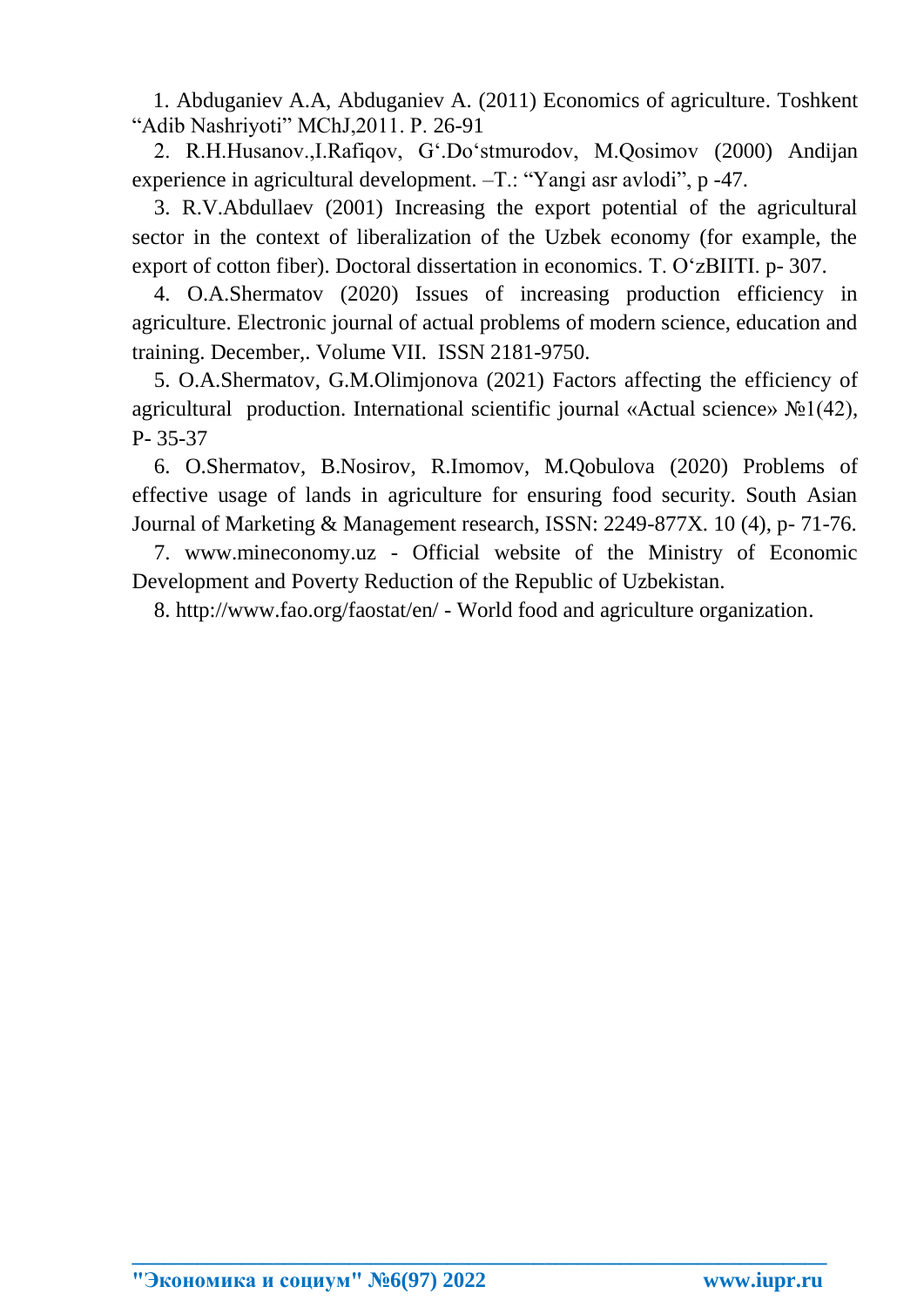1. Abduganiev A.A, Abduganiev A. (2011) Economics of agriculture. Toshkent "Adib Nashriyoti" MChJ,2011. P. 26-91

2. R.H.Husanov.,I.Rafiqov, G'.Do'stmurodov, M.Qosimov (2000) Andijan experience in agricultural development. –T.: "Yangi asr avlodi", p -47.

3. R.V.Abdullaev (2001) Increasing the export potential of the agricultural sector in the context of liberalization of the Uzbek economy (for example, the export of cotton fiber). Doctoral dissertation in economics. T. O'zBIITI. p- 307.

4. O.A.Shermatov (2020) Issues of increasing production efficiency in agriculture. Electronic journal of actual problems of modern science, education and training. December,. Volume VII. ISSN 2181-9750.

5. O.A.Shermatov, G.M.Olimjonova (2021) Factors affecting the efficiency of agricultural production. International scientific journal «Actual science» №1(42), P- 35-37

6. O.Shermatov, B.Nosirov, R.Imomov, M.Qobulova (2020) Problems of effective usage of lands in agriculture for ensuring food security. South Asian Journal of Marketing & Management research, ISSN: 2249-877X. 10 (4), p- 71-76.

7. www.mineconomy.uz - Official website of the Ministry of Economic Development and Poverty Reduction of the Republic of Uzbekistan.

8. http://www.fao.org/faostat/en/ - World food and agriculture organization.